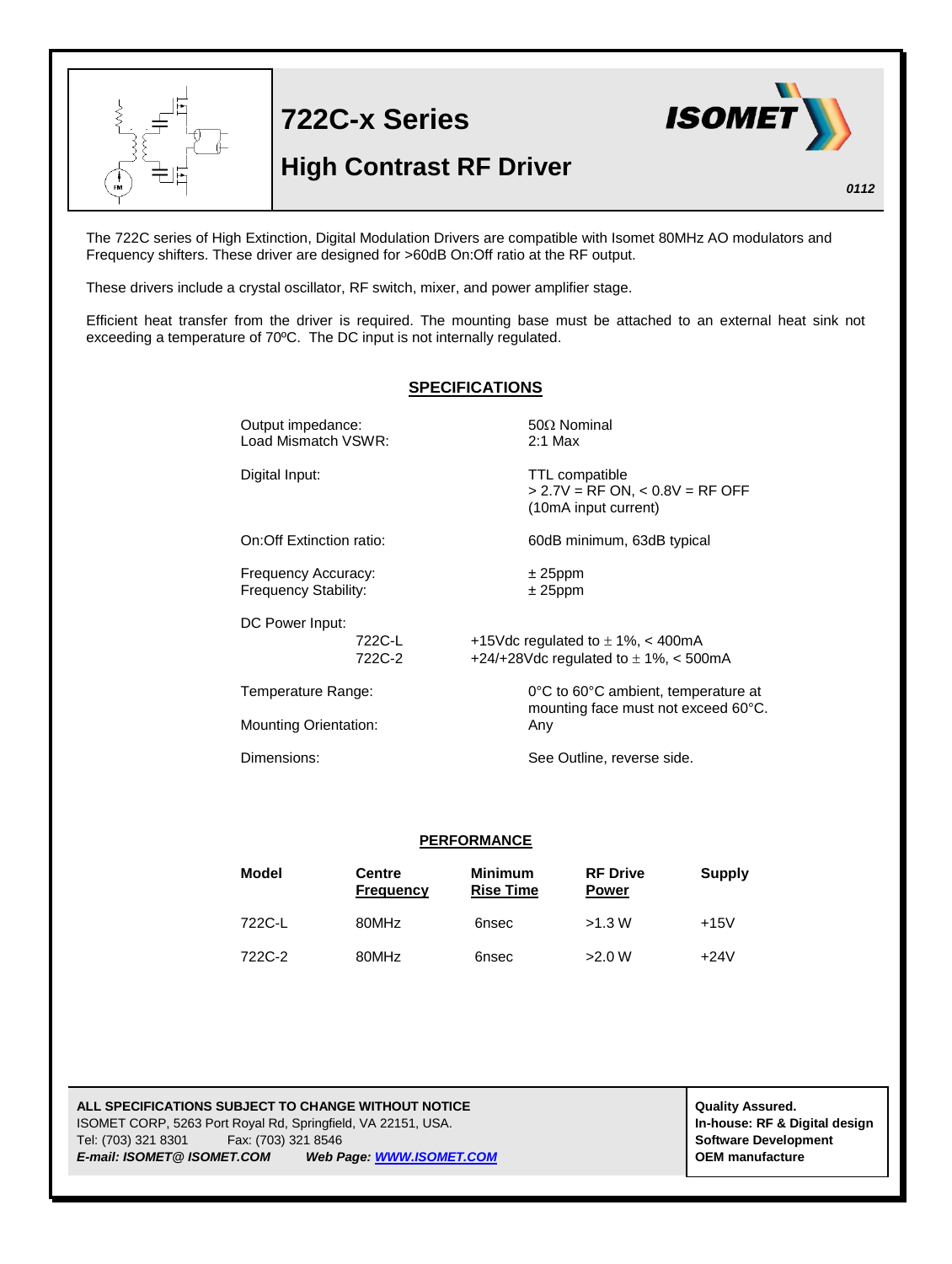# 722C-x Series

## High Contrast RF Driver

*0112*

The 722C series of High Extinction, Digital Modulation Drivers are compatible with Isomet 80MHz AO modulators and Frequency shifters. These driver are designed for >60dB On:Off ratio at the RF output.

These drivers include a crystal oscillator, RF switch, mixer, and power amplifier stage.

Efficient heat transfer from the driver is required. The mounting base must be attached to an external heat sink not exceeding a temperature of 70ºC. The DC input is not internally regulated.

### SPECIFICATIONS

| | |
|---|---|
| Output impedance: | 50Ω Nominal |
| Load Mismatch VSWR: | 2:1 Max |
| Digital Input: | TTL compatible<br>> 2.7V = RF ON, < 0.8V = RF OFF<br>(10mA input current) |
| On:Off Extinction ratio: | 60dB minimum, 63dB typical |
| Frequency Accuracy: | ± 25ppm |
| Frequency Stability: | ± 25ppm |
| DC Power Input: 722C-L | +15Vdc regulated to ± 1%, < 400mA |
| DC Power Input: 722C-2 | +24/+28Vdc regulated to ± 1%, < 500mA |
| Temperature Range: | 0°C to 60°C ambient, temperature at mounting face must not exceed 60°C. |
| Mounting Orientation: | Any |
| Dimensions: | See Outline, reverse side. |

### PERFORMANCE

| Model | Centre Frequency | Minimum Rise Time | RF Drive Power | Supply |
|---|---|---|---|---|
| 722C-L | 80MHz | 6nsec | >1.3 W | +15V |
| 722C-2 | 80MHz | 6nsec | >2.0 W | +24V |

**ALL SPECIFICATIONS SUBJECT TO CHANGE WITHOUT NOTICE**
ISOMET CORP, 5263 Port Royal Rd, Springfield, VA 22151, USA.
Tel: (703) 321 8301    Fax: (703) 321 8546
***E-mail: ISOMET@ ISOMET.COM***    ***Web Page: WWW.ISOMET.COM***

**Quality Assured.**
**In-house: RF & Digital design**
**Software Development**
**OEM manufacture**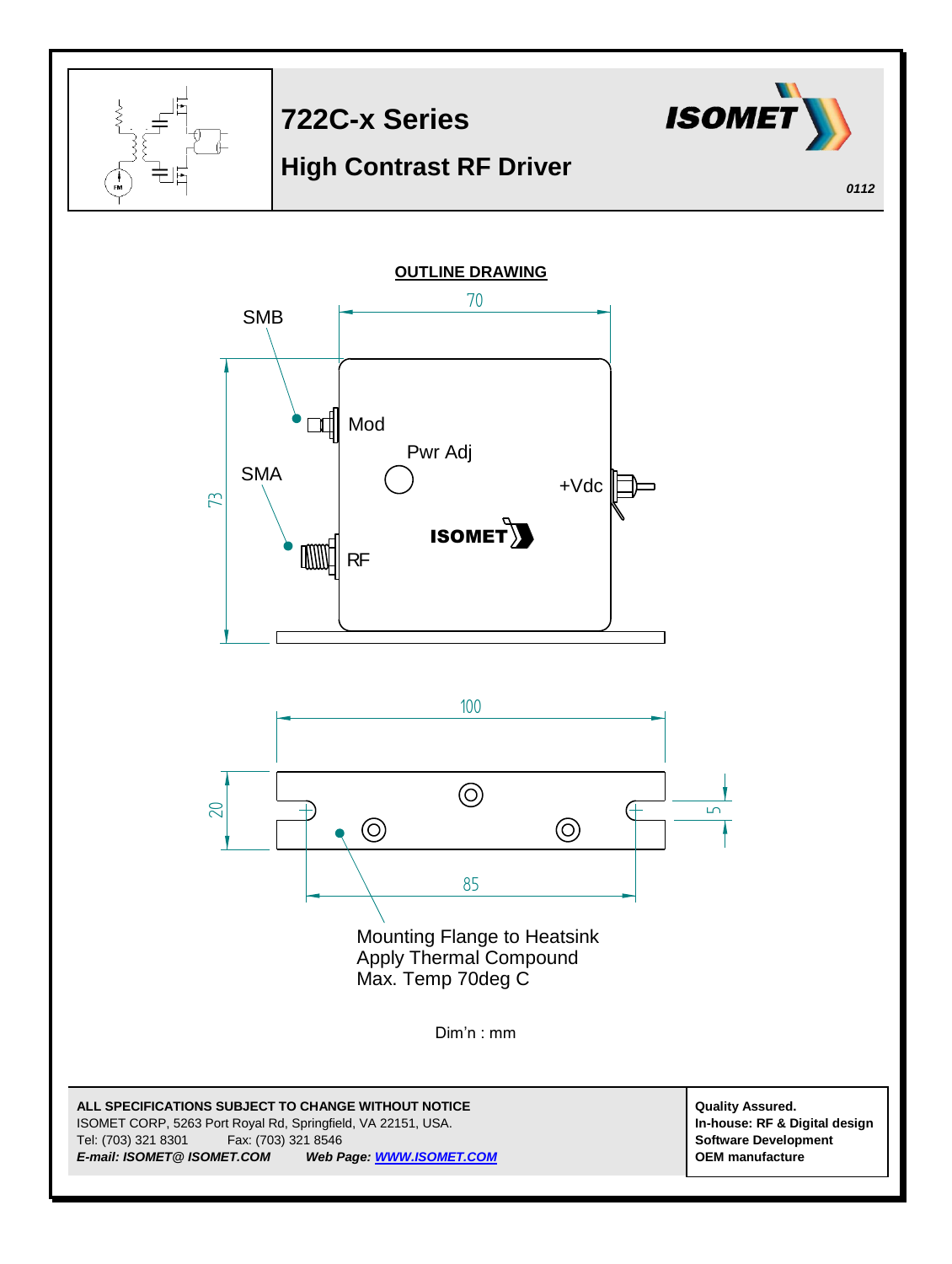# 722C-x Series

## High Contrast RF Driver

0112

### OUTLINE DRAWING

70

SMB

Mod

Pwr Adj

SMA

+Vdc

73

RF

ISOMET

100

20

5

85

Mounting Flange to Heatsink
Apply Thermal Compound
Max. Temp 70deg C

Dim'n : mm

**ALL SPECIFICATIONS SUBJECT TO CHANGE WITHOUT NOTICE**
ISOMET CORP, 5263 Port Royal Rd, Springfield, VA 22151, USA.
Tel: (703) 321 8301 Fax: (703) 321 8546
***E-mail: ISOMET@ ISOMET.COM*** ***Web Page: WWW.ISOMET.COM***

**Quality Assured.**
**In-house: RF & Digital design**
**Software Development**
**OEM manufacture**